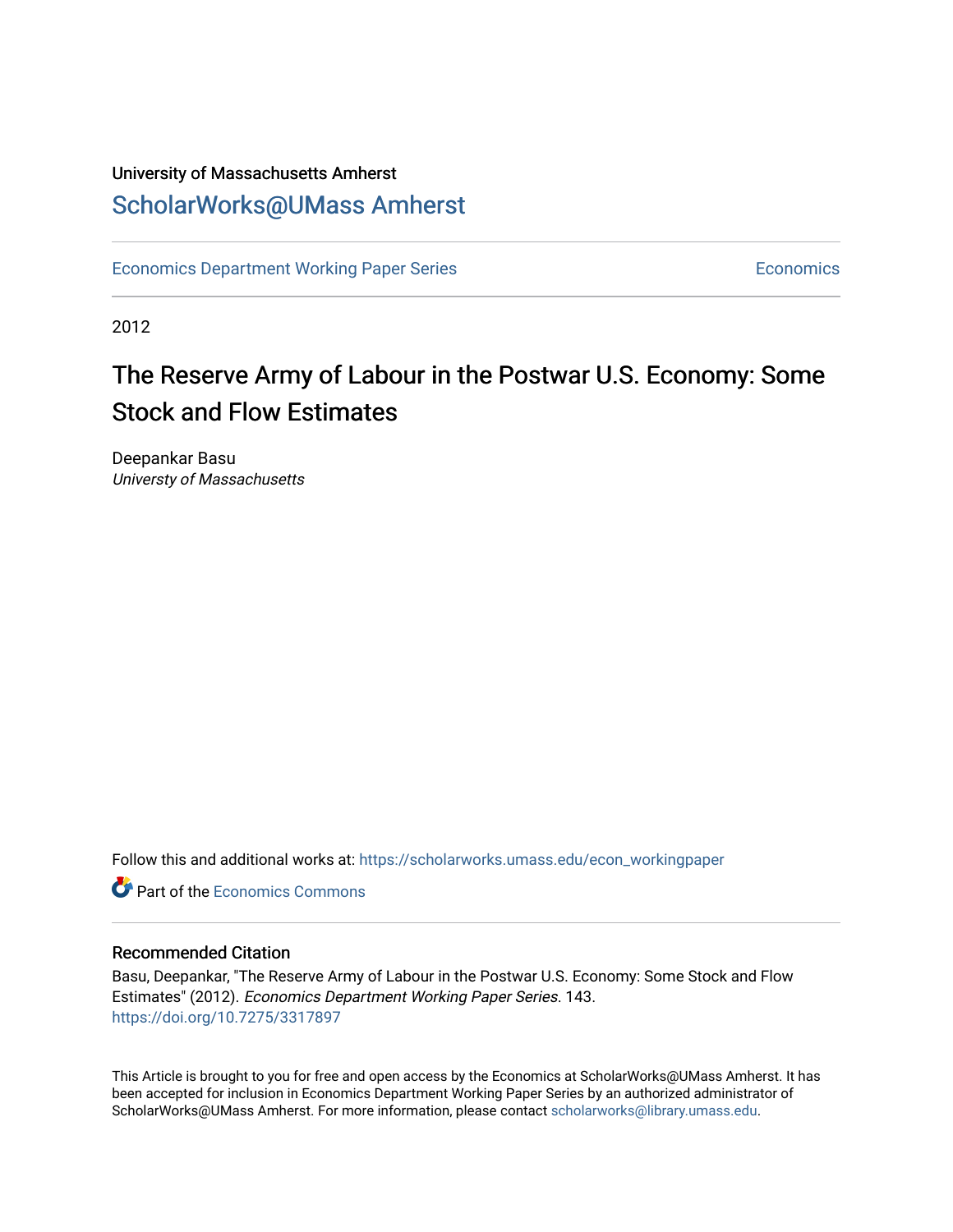University of Massachusetts Amherst

## ScholarWorks@UMass Amherst

Economics Department Working Paper Series | Economics

2012

# The Reserve Army of Labour in the Postwar U.S. Economy: Some Stock and Flow Estimates

Deepankar Basu
*Universty of Massachusetts*

Follow this and additional works at: https://scholarworks.umass.edu/econ_workingpaper

Part of the Economics Commons

### Recommended Citation

Basu, Deepankar, "The Reserve Army of Labour in the Postwar U.S. Economy: Some Stock and Flow Estimates" (2012). *Economics Department Working Paper Series*. 143.
https://doi.org/10.7275/3317897

This Article is brought to you for free and open access by the Economics at ScholarWorks@UMass Amherst. It has been accepted for inclusion in Economics Department Working Paper Series by an authorized administrator of ScholarWorks@UMass Amherst. For more information, please contact scholarworks@library.umass.edu.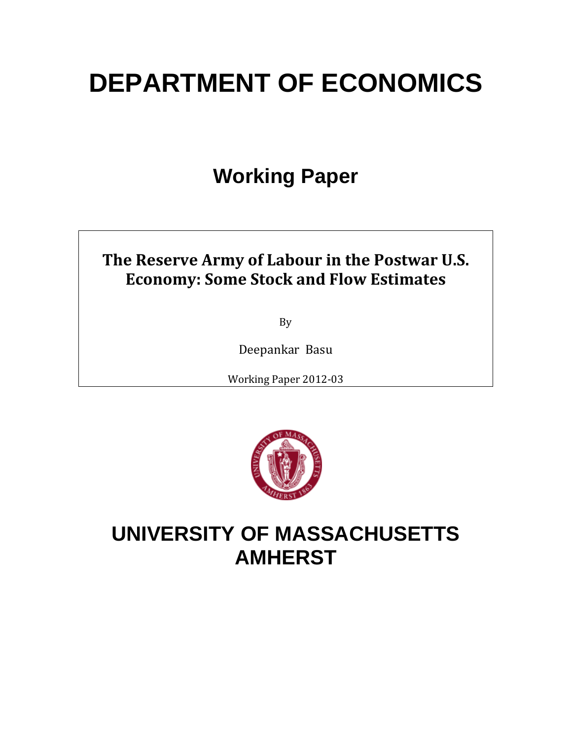# DEPARTMENT OF ECONOMICS

## Working Paper

**The Reserve Army of Labour in the Postwar U.S. Economy: Some Stock and Flow Estimates**

By

Deepankar Basu

Working Paper 2012-03

# UNIVERSITY OF MASSACHUSETTS AMHERST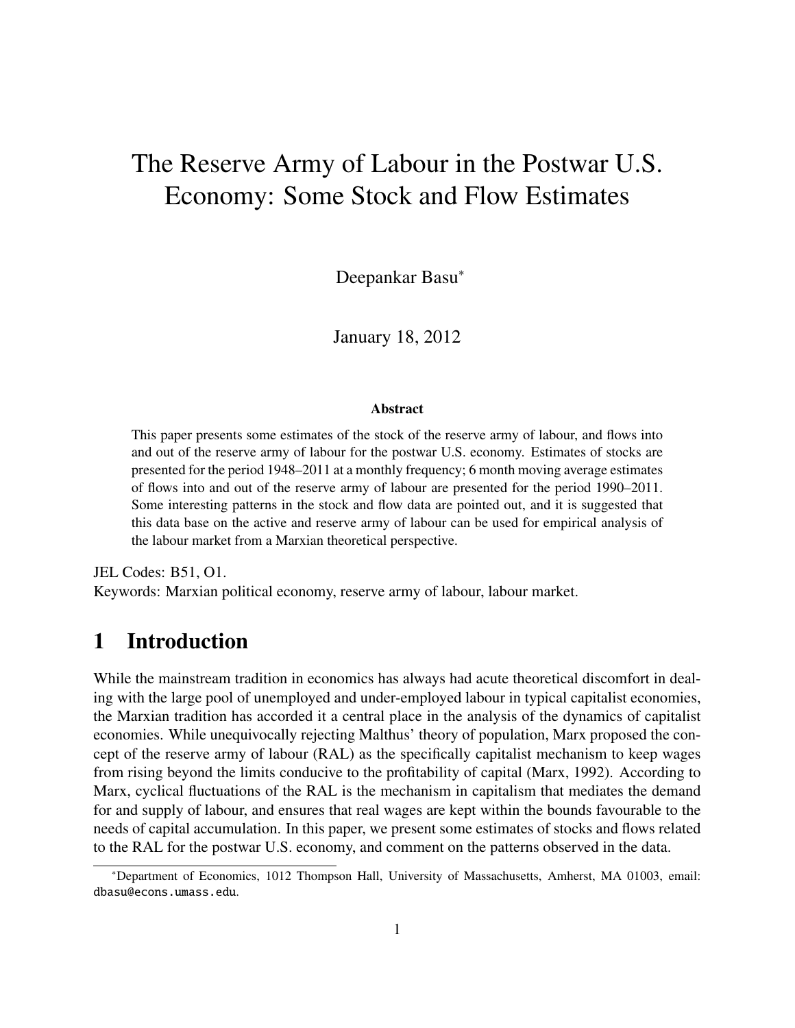# The Reserve Army of Labour in the Postwar U.S. Economy: Some Stock and Flow Estimates

Deepankar Basu*

January 18, 2012

**Abstract**

This paper presents some estimates of the stock of the reserve army of labour, and flows into and out of the reserve army of labour for the postwar U.S. economy. Estimates of stocks are presented for the period 1948–2011 at a monthly frequency; 6 month moving average estimates of flows into and out of the reserve army of labour are presented for the period 1990–2011. Some interesting patterns in the stock and flow data are pointed out, and it is suggested that this data base on the active and reserve army of labour can be used for empirical analysis of the labour market from a Marxian theoretical perspective.

JEL Codes: B51, O1.

Keywords: Marxian political economy, reserve army of labour, labour market.

## 1 Introduction

While the mainstream tradition in economics has always had acute theoretical discomfort in dealing with the large pool of unemployed and under-employed labour in typical capitalist economies, the Marxian tradition has accorded it a central place in the analysis of the dynamics of capitalist economies. While unequivocally rejecting Malthus' theory of population, Marx proposed the concept of the reserve army of labour (RAL) as the specifically capitalist mechanism to keep wages from rising beyond the limits conducive to the profitability of capital (Marx, 1992). According to Marx, cyclical fluctuations of the RAL is the mechanism in capitalism that mediates the demand for and supply of labour, and ensures that real wages are kept within the bounds favourable to the needs of capital accumulation. In this paper, we present some estimates of stocks and flows related to the RAL for the postwar U.S. economy, and comment on the patterns observed in the data.

*Department of Economics, 1012 Thompson Hall, University of Massachusetts, Amherst, MA 01003, email: dbasu@econs.umass.edu.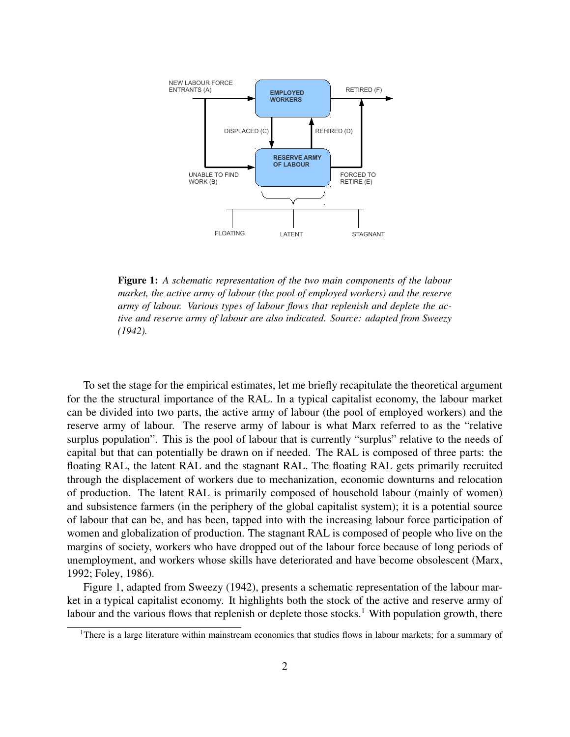NEW LABOUR FORCE ENTRANTS (A)

EMPLOYED WORKERS

RETIRED (F)

DISPLACED (C)

REHIRED (D)

RESERVE ARMY OF LABOUR

UNABLE TO FIND WORK (B)

FORCED TO RETIRE (E)

FLOATING

LATENT

STAGNANT

**Figure 1:** *A schematic representation of the two main components of the labour market, the active army of labour (the pool of employed workers) and the reserve army of labour. Various types of labour flows that replenish and deplete the active and reserve army of labour are also indicated. Source: adapted from Sweezy (1942).*

To set the stage for the empirical estimates, let me briefly recapitulate the theoretical argument for the the structural importance of the RAL. In a typical capitalist economy, the labour market can be divided into two parts, the active army of labour (the pool of employed workers) and the reserve army of labour. The reserve army of labour is what Marx referred to as the "relative surplus population". This is the pool of labour that is currently "surplus" relative to the needs of capital but that can potentially be drawn on if needed. The RAL is composed of three parts: the floating RAL, the latent RAL and the stagnant RAL. The floating RAL gets primarily recruited through the displacement of workers due to mechanization, economic downturns and relocation of production. The latent RAL is primarily composed of household labour (mainly of women) and subsistence farmers (in the periphery of the global capitalist system); it is a potential source of labour that can be, and has been, tapped into with the increasing labour force participation of women and globalization of production. The stagnant RAL is composed of people who live on the margins of society, workers who have dropped out of the labour force because of long periods of unemployment, and workers whose skills have deteriorated and have become obsolescent (Marx, 1992; Foley, 1986).

Figure 1, adapted from Sweezy (1942), presents a schematic representation of the labour market in a typical capitalist economy. It highlights both the stock of the active and reserve army of labour and the various flows that replenish or deplete those stocks.[1] With population growth, there

[1] There is a large literature within mainstream economics that studies flows in labour markets; for a summary of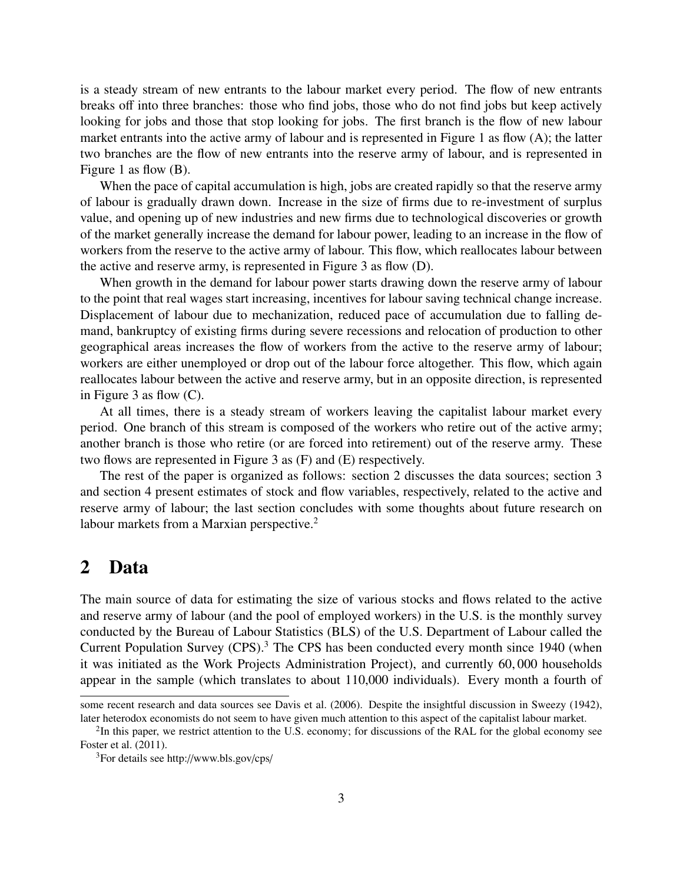is a steady stream of new entrants to the labour market every period. The flow of new entrants breaks off into three branches: those who find jobs, those who do not find jobs but keep actively looking for jobs and those that stop looking for jobs. The first branch is the flow of new labour market entrants into the active army of labour and is represented in Figure 1 as flow (A); the latter two branches are the flow of new entrants into the reserve army of labour, and is represented in Figure 1 as flow (B).

When the pace of capital accumulation is high, jobs are created rapidly so that the reserve army of labour is gradually drawn down. Increase in the size of firms due to re-investment of surplus value, and opening up of new industries and new firms due to technological discoveries or growth of the market generally increase the demand for labour power, leading to an increase in the flow of workers from the reserve to the active army of labour. This flow, which reallocates labour between the active and reserve army, is represented in Figure 3 as flow (D).

When growth in the demand for labour power starts drawing down the reserve army of labour to the point that real wages start increasing, incentives for labour saving technical change increase. Displacement of labour due to mechanization, reduced pace of accumulation due to falling demand, bankruptcy of existing firms during severe recessions and relocation of production to other geographical areas increases the flow of workers from the active to the reserve army of labour; workers are either unemployed or drop out of the labour force altogether. This flow, which again reallocates labour between the active and reserve army, but in an opposite direction, is represented in Figure 3 as flow (C).

At all times, there is a steady stream of workers leaving the capitalist labour market every period. One branch of this stream is composed of the workers who retire out of the active army; another branch is those who retire (or are forced into retirement) out of the reserve army. These two flows are represented in Figure 3 as (F) and (E) respectively.

The rest of the paper is organized as follows: section 2 discusses the data sources; section 3 and section 4 present estimates of stock and flow variables, respectively, related to the active and reserve army of labour; the last section concludes with some thoughts about future research on labour markets from a Marxian perspective.[2]

## 2 Data

The main source of data for estimating the size of various stocks and flows related to the active and reserve army of labour (and the pool of employed workers) in the U.S. is the monthly survey conducted by the Bureau of Labour Statistics (BLS) of the U.S. Department of Labour called the Current Population Survey (CPS).[3] The CPS has been conducted every month since 1940 (when it was initiated as the Work Projects Administration Project), and currently 60,000 households appear in the sample (which translates to about 110,000 individuals). Every month a fourth of

some recent research and data sources see Davis et al. (2006). Despite the insightful discussion in Sweezy (1942), later heterodox economists do not seem to have given much attention to this aspect of the capitalist labour market.

[2]In this paper, we restrict attention to the U.S. economy; for discussions of the RAL for the global economy see Foster et al. (2011).

[3]For details see http://www.bls.gov/cps/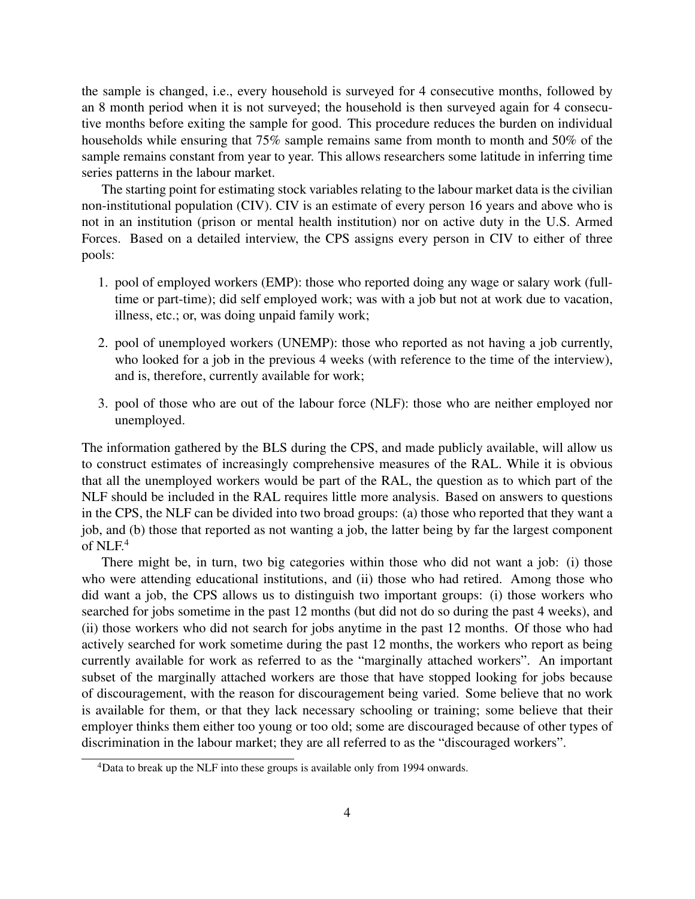the sample is changed, i.e., every household is surveyed for 4 consecutive months, followed by an 8 month period when it is not surveyed; the household is then surveyed again for 4 consecutive months before exiting the sample for good. This procedure reduces the burden on individual households while ensuring that 75% sample remains same from month to month and 50% of the sample remains constant from year to year. This allows researchers some latitude in inferring time series patterns in the labour market.

The starting point for estimating stock variables relating to the labour market data is the civilian non-institutional population (CIV). CIV is an estimate of every person 16 years and above who is not in an institution (prison or mental health institution) nor on active duty in the U.S. Armed Forces. Based on a detailed interview, the CPS assigns every person in CIV to either of three pools:

1. pool of employed workers (EMP): those who reported doing any wage or salary work (full-time or part-time); did self employed work; was with a job but not at work due to vacation, illness, etc.; or, was doing unpaid family work;
2. pool of unemployed workers (UNEMP): those who reported as not having a job currently, who looked for a job in the previous 4 weeks (with reference to the time of the interview), and is, therefore, currently available for work;
3. pool of those who are out of the labour force (NLF): those who are neither employed nor unemployed.

The information gathered by the BLS during the CPS, and made publicly available, will allow us to construct estimates of increasingly comprehensive measures of the RAL. While it is obvious that all the unemployed workers would be part of the RAL, the question as to which part of the NLF should be included in the RAL requires little more analysis. Based on answers to questions in the CPS, the NLF can be divided into two broad groups: (a) those who reported that they want a job, and (b) those that reported as not wanting a job, the latter being by far the largest component of NLF.[4]

There might be, in turn, two big categories within those who did not want a job: (i) those who were attending educational institutions, and (ii) those who had retired. Among those who did want a job, the CPS allows us to distinguish two important groups: (i) those workers who searched for jobs sometime in the past 12 months (but did not do so during the past 4 weeks), and (ii) those workers who did not search for jobs anytime in the past 12 months. Of those who had actively searched for work sometime during the past 12 months, the workers who report as being currently available for work as referred to as the "marginally attached workers". An important subset of the marginally attached workers are those that have stopped looking for jobs because of discouragement, with the reason for discouragement being varied. Some believe that no work is available for them, or that they lack necessary schooling or training; some believe that their employer thinks them either too young or too old; some are discouraged because of other types of discrimination in the labour market; they are all referred to as the "discouraged workers".

[4] Data to break up the NLF into these groups is available only from 1994 onwards.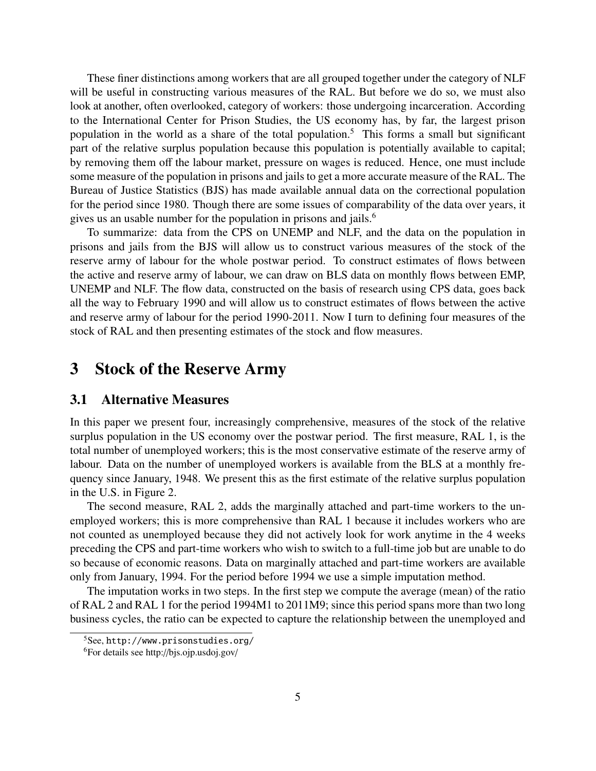These finer distinctions among workers that are all grouped together under the category of NLF will be useful in constructing various measures of the RAL. But before we do so, we must also look at another, often overlooked, category of workers: those undergoing incarceration. According to the International Center for Prison Studies, the US economy has, by far, the largest prison population in the world as a share of the total population.[5] This forms a small but significant part of the relative surplus population because this population is potentially available to capital; by removing them off the labour market, pressure on wages is reduced. Hence, one must include some measure of the population in prisons and jails to get a more accurate measure of the RAL. The Bureau of Justice Statistics (BJS) has made available annual data on the correctional population for the period since 1980. Though there are some issues of comparability of the data over years, it gives us an usable number for the population in prisons and jails.[6]

To summarize: data from the CPS on UNEMP and NLF, and the data on the population in prisons and jails from the BJS will allow us to construct various measures of the stock of the reserve army of labour for the whole postwar period. To construct estimates of flows between the active and reserve army of labour, we can draw on BLS data on monthly flows between EMP, UNEMP and NLF. The flow data, constructed on the basis of research using CPS data, goes back all the way to February 1990 and will allow us to construct estimates of flows between the active and reserve army of labour for the period 1990-2011. Now I turn to defining four measures of the stock of RAL and then presenting estimates of the stock and flow measures.

# 3 Stock of the Reserve Army

## 3.1 Alternative Measures

In this paper we present four, increasingly comprehensive, measures of the stock of the relative surplus population in the US economy over the postwar period. The first measure, RAL 1, is the total number of unemployed workers; this is the most conservative estimate of the reserve army of labour. Data on the number of unemployed workers is available from the BLS at a monthly frequency since January, 1948. We present this as the first estimate of the relative surplus population in the U.S. in Figure 2.

The second measure, RAL 2, adds the marginally attached and part-time workers to the unemployed workers; this is more comprehensive than RAL 1 because it includes workers who are not counted as unemployed because they did not actively look for work anytime in the 4 weeks preceding the CPS and part-time workers who wish to switch to a full-time job but are unable to do so because of economic reasons. Data on marginally attached and part-time workers are available only from January, 1994. For the period before 1994 we use a simple imputation method.

The imputation works in two steps. In the first step we compute the average (mean) of the ratio of RAL 2 and RAL 1 for the period 1994M1 to 2011M9; since this period spans more than two long business cycles, the ratio can be expected to capture the relationship between the unemployed and

[5] See, http://www.prisonstudies.org/

[6] For details see http://bjs.ojp.usdoj.gov/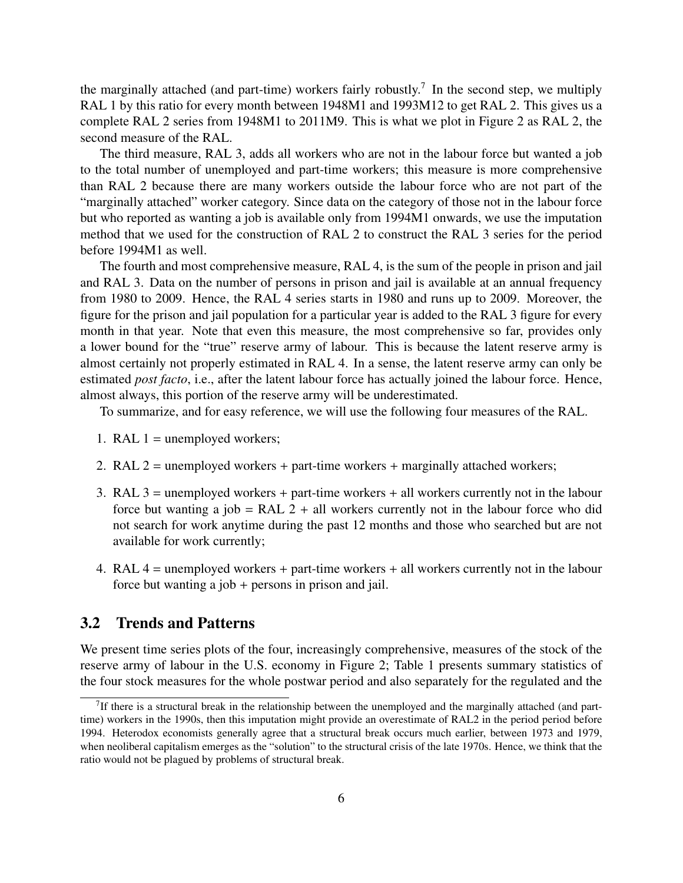the marginally attached (and part-time) workers fairly robustly.[7] In the second step, we multiply RAL 1 by this ratio for every month between 1948M1 and 1993M12 to get RAL 2. This gives us a complete RAL 2 series from 1948M1 to 2011M9. This is what we plot in Figure 2 as RAL 2, the second measure of the RAL.

The third measure, RAL 3, adds all workers who are not in the labour force but wanted a job to the total number of unemployed and part-time workers; this measure is more comprehensive than RAL 2 because there are many workers outside the labour force who are not part of the "marginally attached" worker category. Since data on the category of those not in the labour force but who reported as wanting a job is available only from 1994M1 onwards, we use the imputation method that we used for the construction of RAL 2 to construct the RAL 3 series for the period before 1994M1 as well.

The fourth and most comprehensive measure, RAL 4, is the sum of the people in prison and jail and RAL 3. Data on the number of persons in prison and jail is available at an annual frequency from 1980 to 2009. Hence, the RAL 4 series starts in 1980 and runs up to 2009. Moreover, the figure for the prison and jail population for a particular year is added to the RAL 3 figure for every month in that year. Note that even this measure, the most comprehensive so far, provides only a lower bound for the "true" reserve army of labour. This is because the latent reserve army is almost certainly not properly estimated in RAL 4. In a sense, the latent reserve army can only be estimated *post facto*, i.e., after the latent labour force has actually joined the labour force. Hence, almost always, this portion of the reserve army will be underestimated.

To summarize, and for easy reference, we will use the following four measures of the RAL.

1. RAL 1 = unemployed workers;
2. RAL 2 = unemployed workers + part-time workers + marginally attached workers;
3. RAL 3 = unemployed workers + part-time workers + all workers currently not in the labour force but wanting a job = RAL 2 + all workers currently not in the labour force who did not search for work anytime during the past 12 months and those who searched but are not available for work currently;
4. RAL 4 = unemployed workers + part-time workers + all workers currently not in the labour force but wanting a job + persons in prison and jail.

## 3.2 Trends and Patterns

We present time series plots of the four, increasingly comprehensive, measures of the stock of the reserve army of labour in the U.S. economy in Figure 2; Table 1 presents summary statistics of the four stock measures for the whole postwar period and also separately for the regulated and the

[7] If there is a structural break in the relationship between the unemployed and the marginally attached (and part-time) workers in the 1990s, then this imputation might provide an overestimate of RAL2 in the period period before 1994. Heterodox economists generally agree that a structural break occurs much earlier, between 1973 and 1979, when neoliberal capitalism emerges as the "solution" to the structural crisis of the late 1970s. Hence, we think that the ratio would not be plagued by problems of structural break.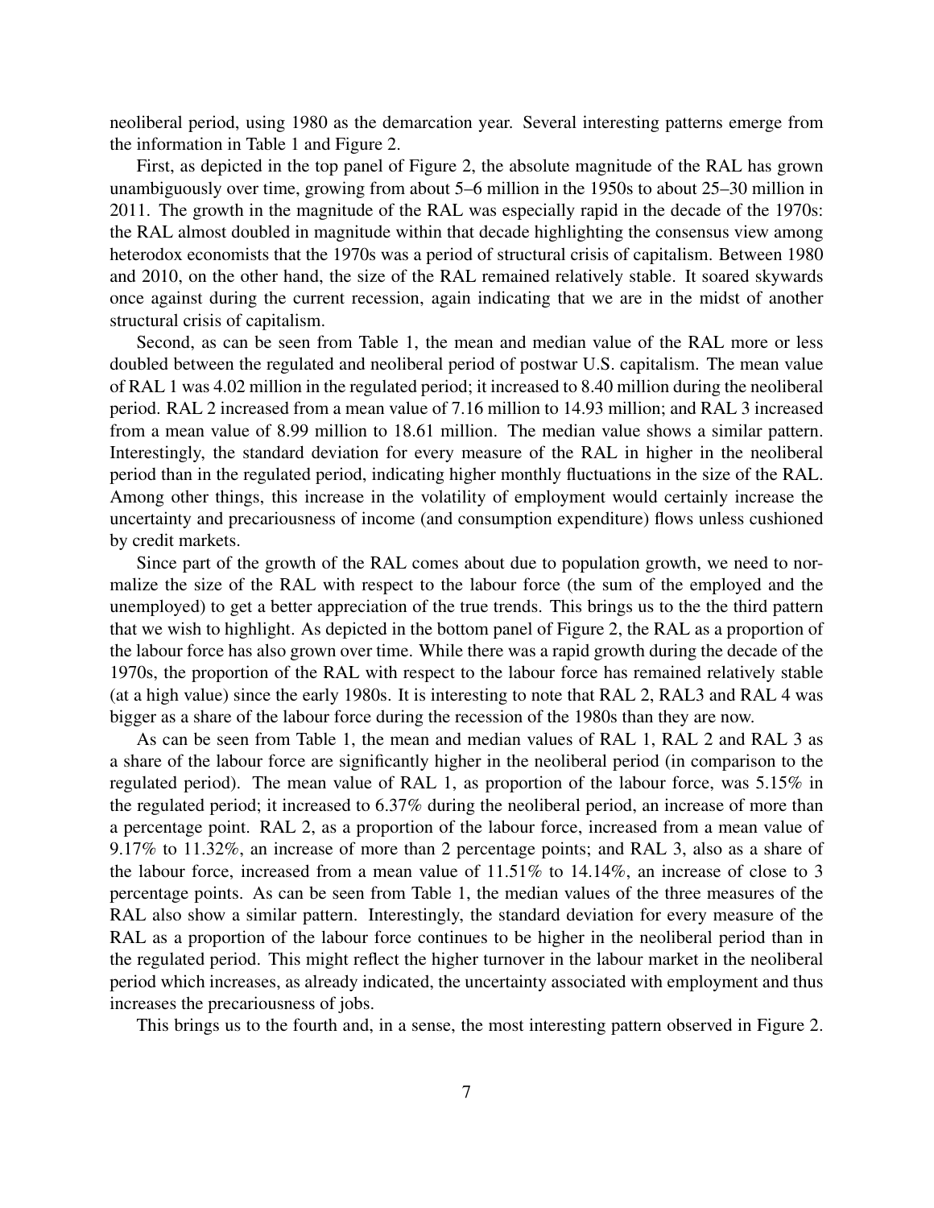neoliberal period, using 1980 as the demarcation year. Several interesting patterns emerge from the information in Table 1 and Figure 2.

First, as depicted in the top panel of Figure 2, the absolute magnitude of the RAL has grown unambiguously over time, growing from about 5–6 million in the 1950s to about 25–30 million in 2011. The growth in the magnitude of the RAL was especially rapid in the decade of the 1970s: the RAL almost doubled in magnitude within that decade highlighting the consensus view among heterodox economists that the 1970s was a period of structural crisis of capitalism. Between 1980 and 2010, on the other hand, the size of the RAL remained relatively stable. It soared skywards once against during the current recession, again indicating that we are in the midst of another structural crisis of capitalism.

Second, as can be seen from Table 1, the mean and median value of the RAL more or less doubled between the regulated and neoliberal period of postwar U.S. capitalism. The mean value of RAL 1 was 4.02 million in the regulated period; it increased to 8.40 million during the neoliberal period. RAL 2 increased from a mean value of 7.16 million to 14.93 million; and RAL 3 increased from a mean value of 8.99 million to 18.61 million. The median value shows a similar pattern. Interestingly, the standard deviation for every measure of the RAL in higher in the neoliberal period than in the regulated period, indicating higher monthly fluctuations in the size of the RAL. Among other things, this increase in the volatility of employment would certainly increase the uncertainty and precariousness of income (and consumption expenditure) flows unless cushioned by credit markets.

Since part of the growth of the RAL comes about due to population growth, we need to normalize the size of the RAL with respect to the labour force (the sum of the employed and the unemployed) to get a better appreciation of the true trends. This brings us to the the third pattern that we wish to highlight. As depicted in the bottom panel of Figure 2, the RAL as a proportion of the labour force has also grown over time. While there was a rapid growth during the decade of the 1970s, the proportion of the RAL with respect to the labour force has remained relatively stable (at a high value) since the early 1980s. It is interesting to note that RAL 2, RAL3 and RAL 4 was bigger as a share of the labour force during the recession of the 1980s than they are now.

As can be seen from Table 1, the mean and median values of RAL 1, RAL 2 and RAL 3 as a share of the labour force are significantly higher in the neoliberal period (in comparison to the regulated period). The mean value of RAL 1, as proportion of the labour force, was 5.15% in the regulated period; it increased to 6.37% during the neoliberal period, an increase of more than a percentage point. RAL 2, as a proportion of the labour force, increased from a mean value of 9.17% to 11.32%, an increase of more than 2 percentage points; and RAL 3, also as a share of the labour force, increased from a mean value of 11.51% to 14.14%, an increase of close to 3 percentage points. As can be seen from Table 1, the median values of the three measures of the RAL also show a similar pattern. Interestingly, the standard deviation for every measure of the RAL as a proportion of the labour force continues to be higher in the neoliberal period than in the regulated period. This might reflect the higher turnover in the labour market in the neoliberal period which increases, as already indicated, the uncertainty associated with employment and thus increases the precariousness of jobs.

This brings us to the fourth and, in a sense, the most interesting pattern observed in Figure 2.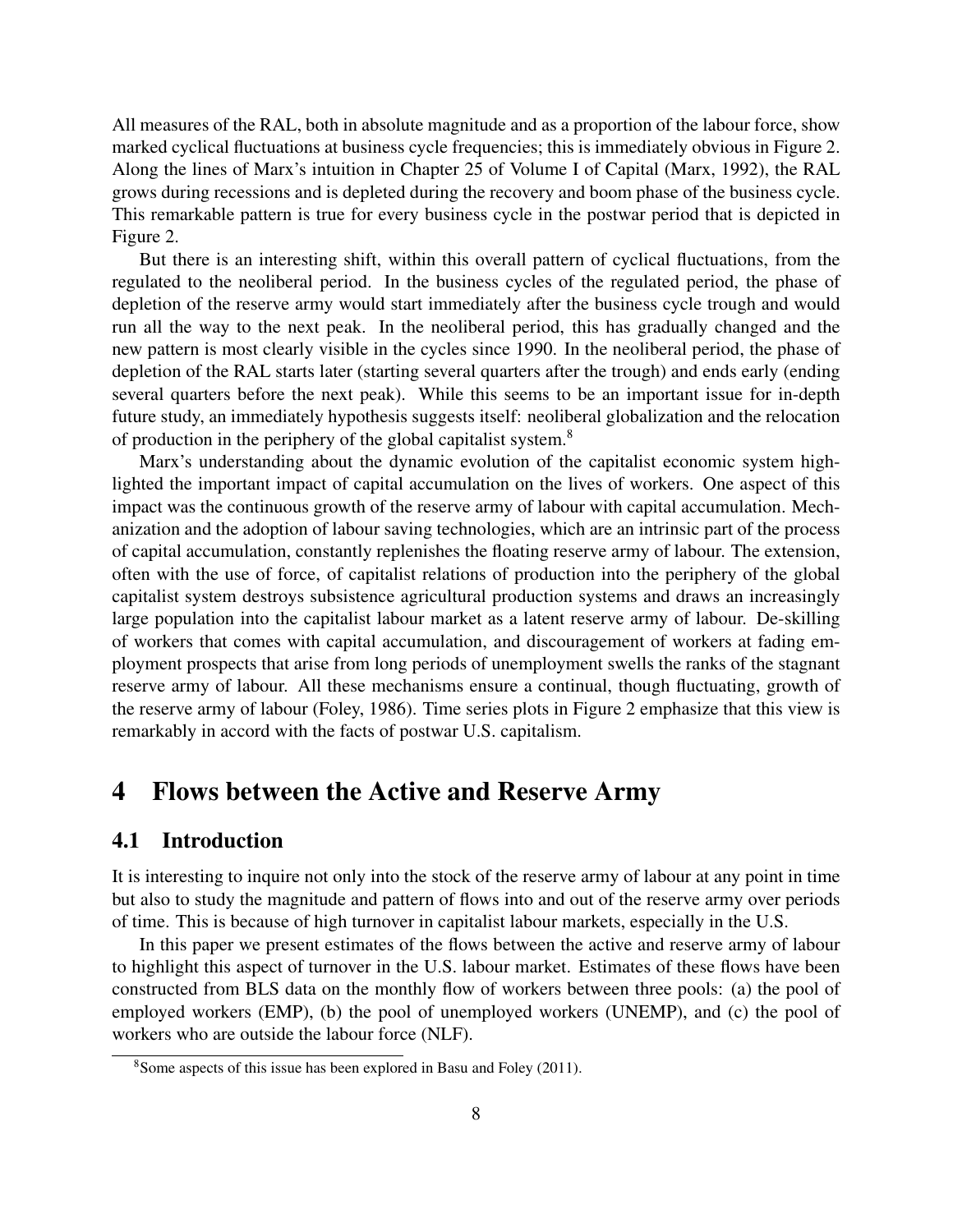All measures of the RAL, both in absolute magnitude and as a proportion of the labour force, show marked cyclical fluctuations at business cycle frequencies; this is immediately obvious in Figure 2. Along the lines of Marx's intuition in Chapter 25 of Volume I of Capital (Marx, 1992), the RAL grows during recessions and is depleted during the recovery and boom phase of the business cycle. This remarkable pattern is true for every business cycle in the postwar period that is depicted in Figure 2.

But there is an interesting shift, within this overall pattern of cyclical fluctuations, from the regulated to the neoliberal period. In the business cycles of the regulated period, the phase of depletion of the reserve army would start immediately after the business cycle trough and would run all the way to the next peak. In the neoliberal period, this has gradually changed and the new pattern is most clearly visible in the cycles since 1990. In the neoliberal period, the phase of depletion of the RAL starts later (starting several quarters after the trough) and ends early (ending several quarters before the next peak). While this seems to be an important issue for in-depth future study, an immediately hypothesis suggests itself: neoliberal globalization and the relocation of production in the periphery of the global capitalist system.[8]

Marx's understanding about the dynamic evolution of the capitalist economic system highlighted the important impact of capital accumulation on the lives of workers. One aspect of this impact was the continuous growth of the reserve army of labour with capital accumulation. Mechanization and the adoption of labour saving technologies, which are an intrinsic part of the process of capital accumulation, constantly replenishes the floating reserve army of labour. The extension, often with the use of force, of capitalist relations of production into the periphery of the global capitalist system destroys subsistence agricultural production systems and draws an increasingly large population into the capitalist labour market as a latent reserve army of labour. De-skilling of workers that comes with capital accumulation, and discouragement of workers at fading employment prospects that arise from long periods of unemployment swells the ranks of the stagnant reserve army of labour. All these mechanisms ensure a continual, though fluctuating, growth of the reserve army of labour (Foley, 1986). Time series plots in Figure 2 emphasize that this view is remarkably in accord with the facts of postwar U.S. capitalism.

# 4 Flows between the Active and Reserve Army

## 4.1 Introduction

It is interesting to inquire not only into the stock of the reserve army of labour at any point in time but also to study the magnitude and pattern of flows into and out of the reserve army over periods of time. This is because of high turnover in capitalist labour markets, especially in the U.S.

In this paper we present estimates of the flows between the active and reserve army of labour to highlight this aspect of turnover in the U.S. labour market. Estimates of these flows have been constructed from BLS data on the monthly flow of workers between three pools: (a) the pool of employed workers (EMP), (b) the pool of unemployed workers (UNEMP), and (c) the pool of workers who are outside the labour force (NLF).

[8] Some aspects of this issue has been explored in Basu and Foley (2011).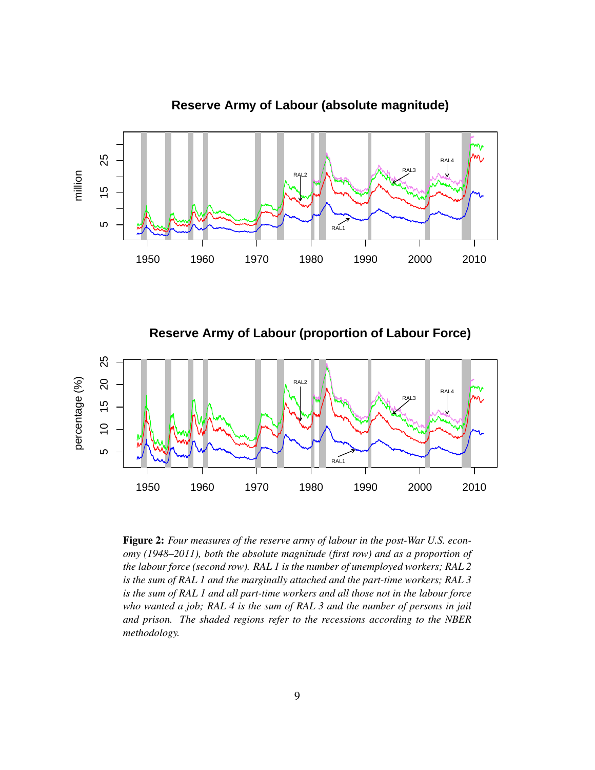**Figure 2:** *Four measures of the reserve army of labour in the post-War U.S. economy (1948–2011), both the absolute magnitude (first row) and as a proportion of the labour force (second row). RAL 1 is the number of unemployed workers; RAL 2 is the sum of RAL 1 and the marginally attached and the part-time workers; RAL 3 is the sum of RAL 1 and all part-time workers and all those not in the labour force who wanted a job; RAL 4 is the sum of RAL 3 and the number of persons in jail and prison. The shaded regions refer to the recessions according to the NBER methodology.*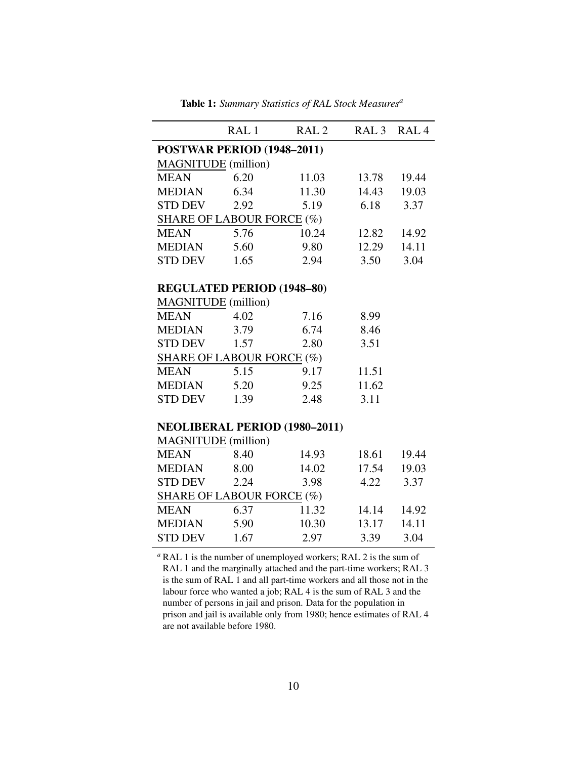**Table 1:** *Summary Statistics of RAL Stock Measures*[a]

| | RAL 1 | RAL 2 | RAL 3 | RAL 4 |
|---|---|---|---|---|
| **POSTWAR PERIOD (1948–2011)** | | | | |
| MAGNITUDE (million) | | | | |
| MEAN | 6.20 | 11.03 | 13.78 | 19.44 |
| MEDIAN | 6.34 | 11.30 | 14.43 | 19.03 |
| STD DEV | 2.92 | 5.19 | 6.18 | 3.37 |
| SHARE OF LABOUR FORCE (%) | | | | |
| MEAN | 5.76 | 10.24 | 12.82 | 14.92 |
| MEDIAN | 5.60 | 9.80 | 12.29 | 14.11 |
| STD DEV | 1.65 | 2.94 | 3.50 | 3.04 |
| **REGULATED PERIOD (1948–80)** | | | | |
| MAGNITUDE (million) | | | | |
| MEAN | 4.02 | 7.16 | 8.99 | |
| MEDIAN | 3.79 | 6.74 | 8.46 | |
| STD DEV | 1.57 | 2.80 | 3.51 | |
| SHARE OF LABOUR FORCE (%) | | | | |
| MEAN | 5.15 | 9.17 | 11.51 | |
| MEDIAN | 5.20 | 9.25 | 11.62 | |
| STD DEV | 1.39 | 2.48 | 3.11 | |
| **NEOLIBERAL PERIOD (1980–2011)** | | | | |
| MAGNITUDE (million) | | | | |
| MEAN | 8.40 | 14.93 | 18.61 | 19.44 |
| MEDIAN | 8.00 | 14.02 | 17.54 | 19.03 |
| STD DEV | 2.24 | 3.98 | 4.22 | 3.37 |
| SHARE OF LABOUR FORCE (%) | | | | |
| MEAN | 6.37 | 11.32 | 14.14 | 14.92 |
| MEDIAN | 5.90 | 10.30 | 13.17 | 14.11 |
| STD DEV | 1.67 | 2.97 | 3.39 | 3.04 |

[a] RAL 1 is the number of unemployed workers; RAL 2 is the sum of RAL 1 and the marginally attached and the part-time workers; RAL 3 is the sum of RAL 1 and all part-time workers and all those not in the labour force who wanted a job; RAL 4 is the sum of RAL 3 and the number of persons in jail and prison. Data for the population in prison and jail is available only from 1980; hence estimates of RAL 4 are not available before 1980.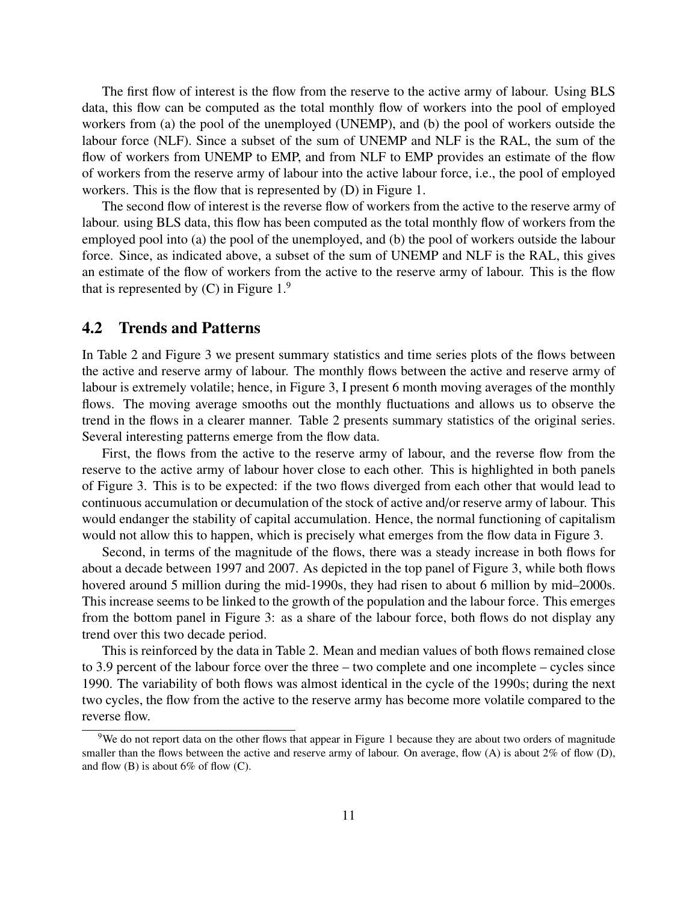The first flow of interest is the flow from the reserve to the active army of labour. Using BLS data, this flow can be computed as the total monthly flow of workers into the pool of employed workers from (a) the pool of the unemployed (UNEMP), and (b) the pool of workers outside the labour force (NLF). Since a subset of the sum of UNEMP and NLF is the RAL, the sum of the flow of workers from UNEMP to EMP, and from NLF to EMP provides an estimate of the flow of workers from the reserve army of labour into the active labour force, i.e., the pool of employed workers. This is the flow that is represented by (D) in Figure 1.

The second flow of interest is the reverse flow of workers from the active to the reserve army of labour. using BLS data, this flow has been computed as the total monthly flow of workers from the employed pool into (a) the pool of the unemployed, and (b) the pool of workers outside the labour force. Since, as indicated above, a subset of the sum of UNEMP and NLF is the RAL, this gives an estimate of the flow of workers from the active to the reserve army of labour. This is the flow that is represented by (C) in Figure 1.[9]

## 4.2 Trends and Patterns

In Table 2 and Figure 3 we present summary statistics and time series plots of the flows between the active and reserve army of labour. The monthly flows between the active and reserve army of labour is extremely volatile; hence, in Figure 3, I present 6 month moving averages of the monthly flows. The moving average smooths out the monthly fluctuations and allows us to observe the trend in the flows in a clearer manner. Table 2 presents summary statistics of the original series. Several interesting patterns emerge from the flow data.

First, the flows from the active to the reserve army of labour, and the reverse flow from the reserve to the active army of labour hover close to each other. This is highlighted in both panels of Figure 3. This is to be expected: if the two flows diverged from each other that would lead to continuous accumulation or decumulation of the stock of active and/or reserve army of labour. This would endanger the stability of capital accumulation. Hence, the normal functioning of capitalism would not allow this to happen, which is precisely what emerges from the flow data in Figure 3.

Second, in terms of the magnitude of the flows, there was a steady increase in both flows for about a decade between 1997 and 2007. As depicted in the top panel of Figure 3, while both flows hovered around 5 million during the mid-1990s, they had risen to about 6 million by mid–2000s. This increase seems to be linked to the growth of the population and the labour force. This emerges from the bottom panel in Figure 3: as a share of the labour force, both flows do not display any trend over this two decade period.

This is reinforced by the data in Table 2. Mean and median values of both flows remained close to 3.9 percent of the labour force over the three – two complete and one incomplete – cycles since 1990. The variability of both flows was almost identical in the cycle of the 1990s; during the next two cycles, the flow from the active to the reserve army has become more volatile compared to the reverse flow.

[9] We do not report data on the other flows that appear in Figure 1 because they are about two orders of magnitude smaller than the flows between the active and reserve army of labour. On average, flow (A) is about 2% of flow (D), and flow (B) is about 6% of flow (C).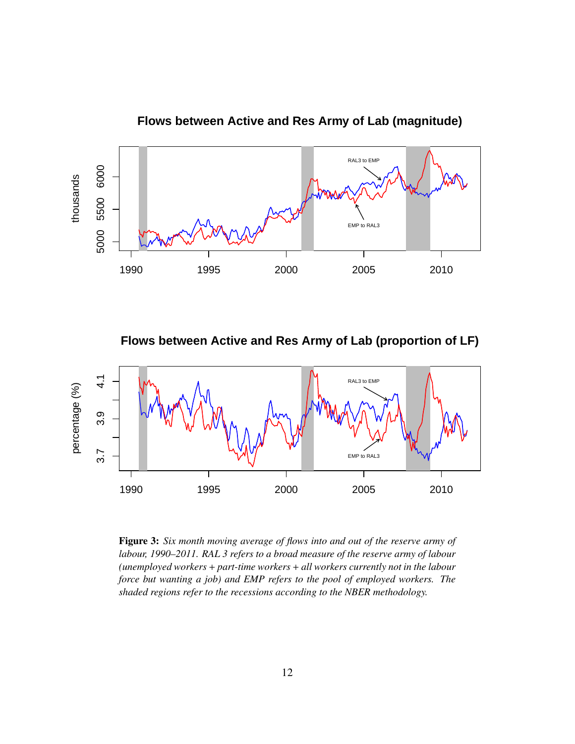**Figure 3:** *Six month moving average of flows into and out of the reserve army of labour, 1990–2011. RAL 3 refers to a broad measure of the reserve army of labour (unemployed workers + part-time workers + all workers currently not in the labour force but wanting a job) and EMP refers to the pool of employed workers. The shaded regions refer to the recessions according to the NBER methodology.*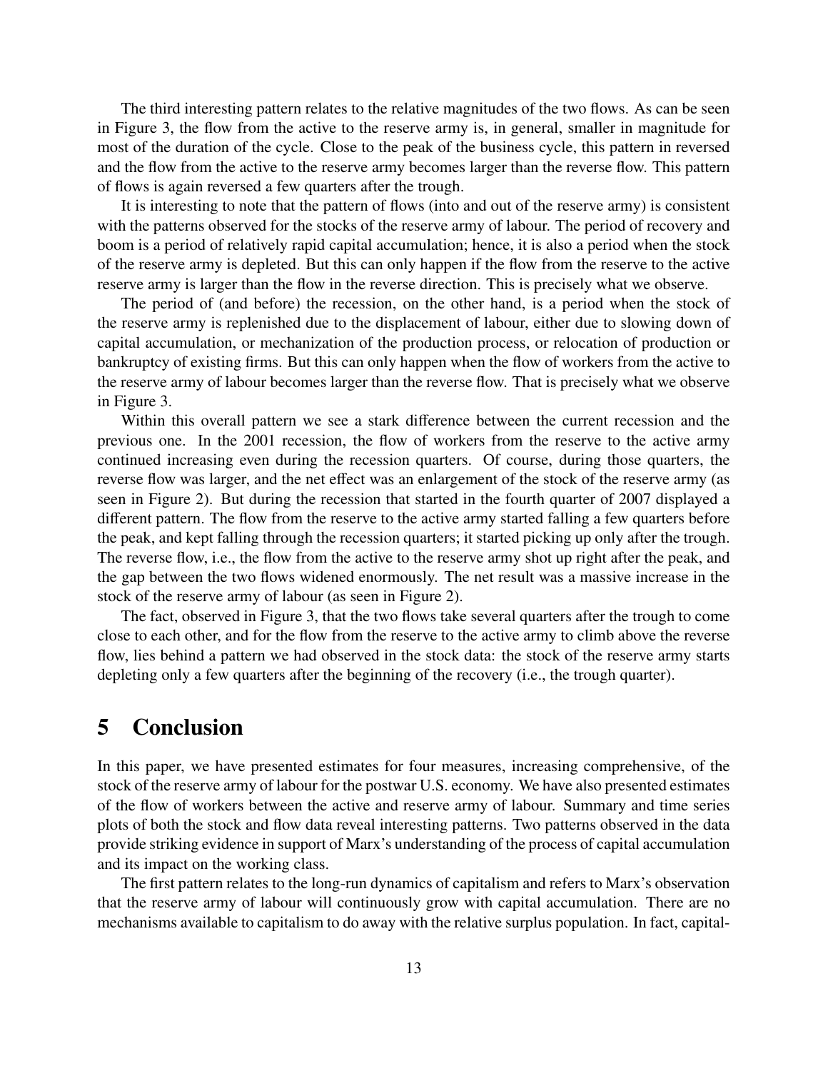The third interesting pattern relates to the relative magnitudes of the two flows. As can be seen in Figure 3, the flow from the active to the reserve army is, in general, smaller in magnitude for most of the duration of the cycle. Close to the peak of the business cycle, this pattern in reversed and the flow from the active to the reserve army becomes larger than the reverse flow. This pattern of flows is again reversed a few quarters after the trough.

It is interesting to note that the pattern of flows (into and out of the reserve army) is consistent with the patterns observed for the stocks of the reserve army of labour. The period of recovery and boom is a period of relatively rapid capital accumulation; hence, it is also a period when the stock of the reserve army is depleted. But this can only happen if the flow from the reserve to the active reserve army is larger than the flow in the reverse direction. This is precisely what we observe.

The period of (and before) the recession, on the other hand, is a period when the stock of the reserve army is replenished due to the displacement of labour, either due to slowing down of capital accumulation, or mechanization of the production process, or relocation of production or bankruptcy of existing firms. But this can only happen when the flow of workers from the active to the reserve army of labour becomes larger than the reverse flow. That is precisely what we observe in Figure 3.

Within this overall pattern we see a stark difference between the current recession and the previous one. In the 2001 recession, the flow of workers from the reserve to the active army continued increasing even during the recession quarters. Of course, during those quarters, the reverse flow was larger, and the net effect was an enlargement of the stock of the reserve army (as seen in Figure 2). But during the recession that started in the fourth quarter of 2007 displayed a different pattern. The flow from the reserve to the active army started falling a few quarters before the peak, and kept falling through the recession quarters; it started picking up only after the trough. The reverse flow, i.e., the flow from the active to the reserve army shot up right after the peak, and the gap between the two flows widened enormously. The net result was a massive increase in the stock of the reserve army of labour (as seen in Figure 2).

The fact, observed in Figure 3, that the two flows take several quarters after the trough to come close to each other, and for the flow from the reserve to the active army to climb above the reverse flow, lies behind a pattern we had observed in the stock data: the stock of the reserve army starts depleting only a few quarters after the beginning of the recovery (i.e., the trough quarter).

# 5 Conclusion

In this paper, we have presented estimates for four measures, increasing comprehensive, of the stock of the reserve army of labour for the postwar U.S. economy. We have also presented estimates of the flow of workers between the active and reserve army of labour. Summary and time series plots of both the stock and flow data reveal interesting patterns. Two patterns observed in the data provide striking evidence in support of Marx's understanding of the process of capital accumulation and its impact on the working class.

The first pattern relates to the long-run dynamics of capitalism and refers to Marx's observation that the reserve army of labour will continuously grow with capital accumulation. There are no mechanisms available to capitalism to do away with the relative surplus population. In fact, capital-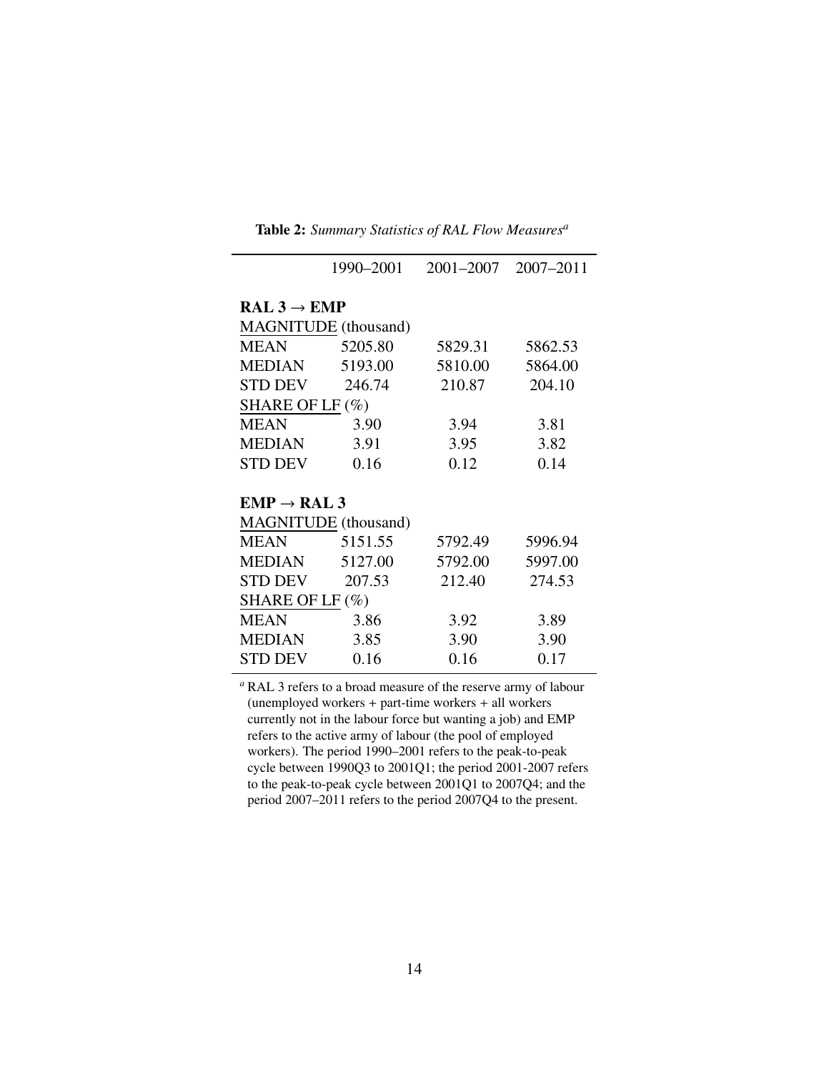**Table 2:** *Summary Statistics of RAL Flow Measures*[a]

| | 1990–2001 | 2001–2007 | 2007–2011 |
|---|---|---|---|
| **RAL 3 → EMP** | | | |
| MAGNITUDE (thousand) | | | |
| MEAN | 5205.80 | 5829.31 | 5862.53 |
| MEDIAN | 5193.00 | 5810.00 | 5864.00 |
| STD DEV | 246.74 | 210.87 | 204.10 |
| SHARE OF LF (%) | | | |
| MEAN | 3.90 | 3.94 | 3.81 |
| MEDIAN | 3.91 | 3.95 | 3.82 |
| STD DEV | 0.16 | 0.12 | 0.14 |
| **EMP → RAL 3** | | | |
| MAGNITUDE (thousand) | | | |
| MEAN | 5151.55 | 5792.49 | 5996.94 |
| MEDIAN | 5127.00 | 5792.00 | 5997.00 |
| STD DEV | 207.53 | 212.40 | 274.53 |
| SHARE OF LF (%) | | | |
| MEAN | 3.86 | 3.92 | 3.89 |
| MEDIAN | 3.85 | 3.90 | 3.90 |
| STD DEV | 0.16 | 0.16 | 0.17 |

[a] RAL 3 refers to a broad measure of the reserve army of labour (unemployed workers + part-time workers + all workers currently not in the labour force but wanting a job) and EMP refers to the active army of labour (the pool of employed workers). The period 1990–2001 refers to the peak-to-peak cycle between 1990Q3 to 2001Q1; the period 2001-2007 refers to the peak-to-peak cycle between 2001Q1 to 2007Q4; and the period 2007–2011 refers to the period 2007Q4 to the present.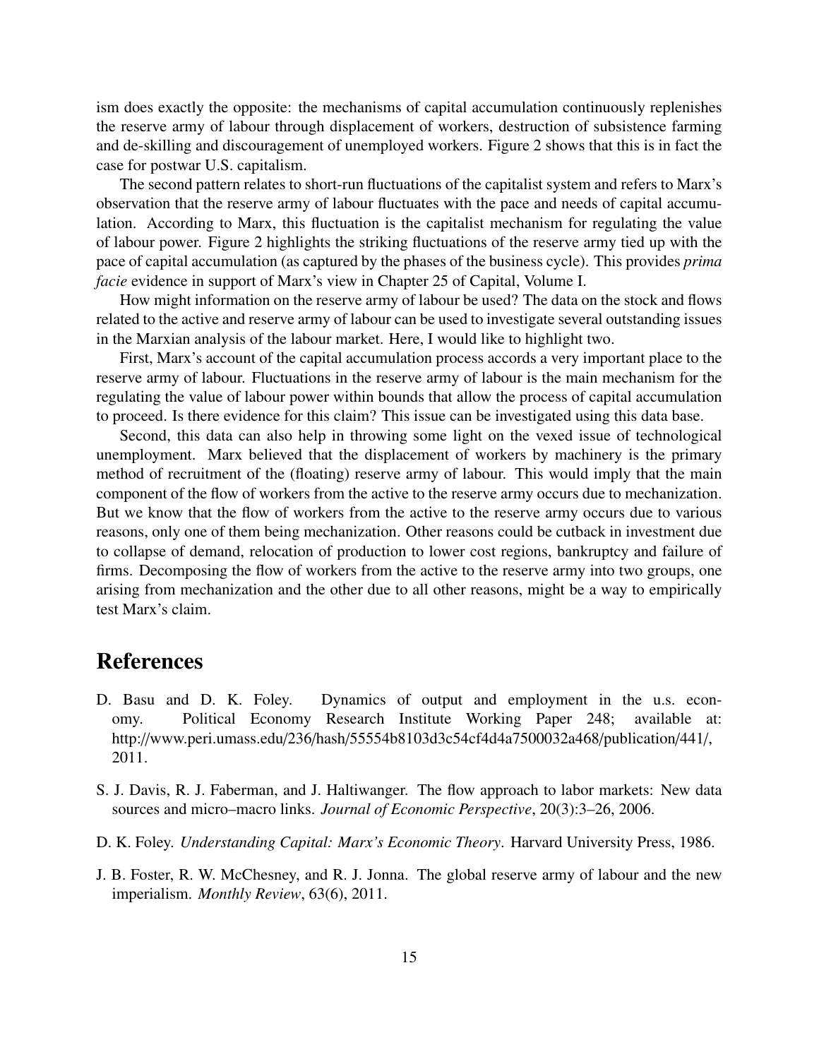ism does exactly the opposite: the mechanisms of capital accumulation continuously replenishes the reserve army of labour through displacement of workers, destruction of subsistence farming and de-skilling and discouragement of unemployed workers. Figure 2 shows that this is in fact the case for postwar U.S. capitalism.

The second pattern relates to short-run fluctuations of the capitalist system and refers to Marx's observation that the reserve army of labour fluctuates with the pace and needs of capital accumulation. According to Marx, this fluctuation is the capitalist mechanism for regulating the value of labour power. Figure 2 highlights the striking fluctuations of the reserve army tied up with the pace of capital accumulation (as captured by the phases of the business cycle). This provides *prima facie* evidence in support of Marx's view in Chapter 25 of Capital, Volume I.

How might information on the reserve army of labour be used? The data on the stock and flows related to the active and reserve army of labour can be used to investigate several outstanding issues in the Marxian analysis of the labour market. Here, I would like to highlight two.

First, Marx's account of the capital accumulation process accords a very important place to the reserve army of labour. Fluctuations in the reserve army of labour is the main mechanism for the regulating the value of labour power within bounds that allow the process of capital accumulation to proceed. Is there evidence for this claim? This issue can be investigated using this data base.

Second, this data can also help in throwing some light on the vexed issue of technological unemployment. Marx believed that the displacement of workers by machinery is the primary method of recruitment of the (floating) reserve army of labour. This would imply that the main component of the flow of workers from the active to the reserve army occurs due to mechanization. But we know that the flow of workers from the active to the reserve army occurs due to various reasons, only one of them being mechanization. Other reasons could be cutback in investment due to collapse of demand, relocation of production to lower cost regions, bankruptcy and failure of firms. Decomposing the flow of workers from the active to the reserve army into two groups, one arising from mechanization and the other due to all other reasons, might be a way to empirically test Marx's claim.

# References

D. Basu and D. K. Foley. Dynamics of output and employment in the u.s. economy. Political Economy Research Institute Working Paper 248; available at: http://www.peri.umass.edu/236/hash/55554b8103d3c54cf4d4a7500032a468/publication/441/, 2011.

S. J. Davis, R. J. Faberman, and J. Haltiwanger. The flow approach to labor markets: New data sources and micro–macro links. *Journal of Economic Perspective*, 20(3):3–26, 2006.

D. K. Foley. *Understanding Capital: Marx's Economic Theory*. Harvard University Press, 1986.

J. B. Foster, R. W. McChesney, and R. J. Jonna. The global reserve army of labour and the new imperialism. *Monthly Review*, 63(6), 2011.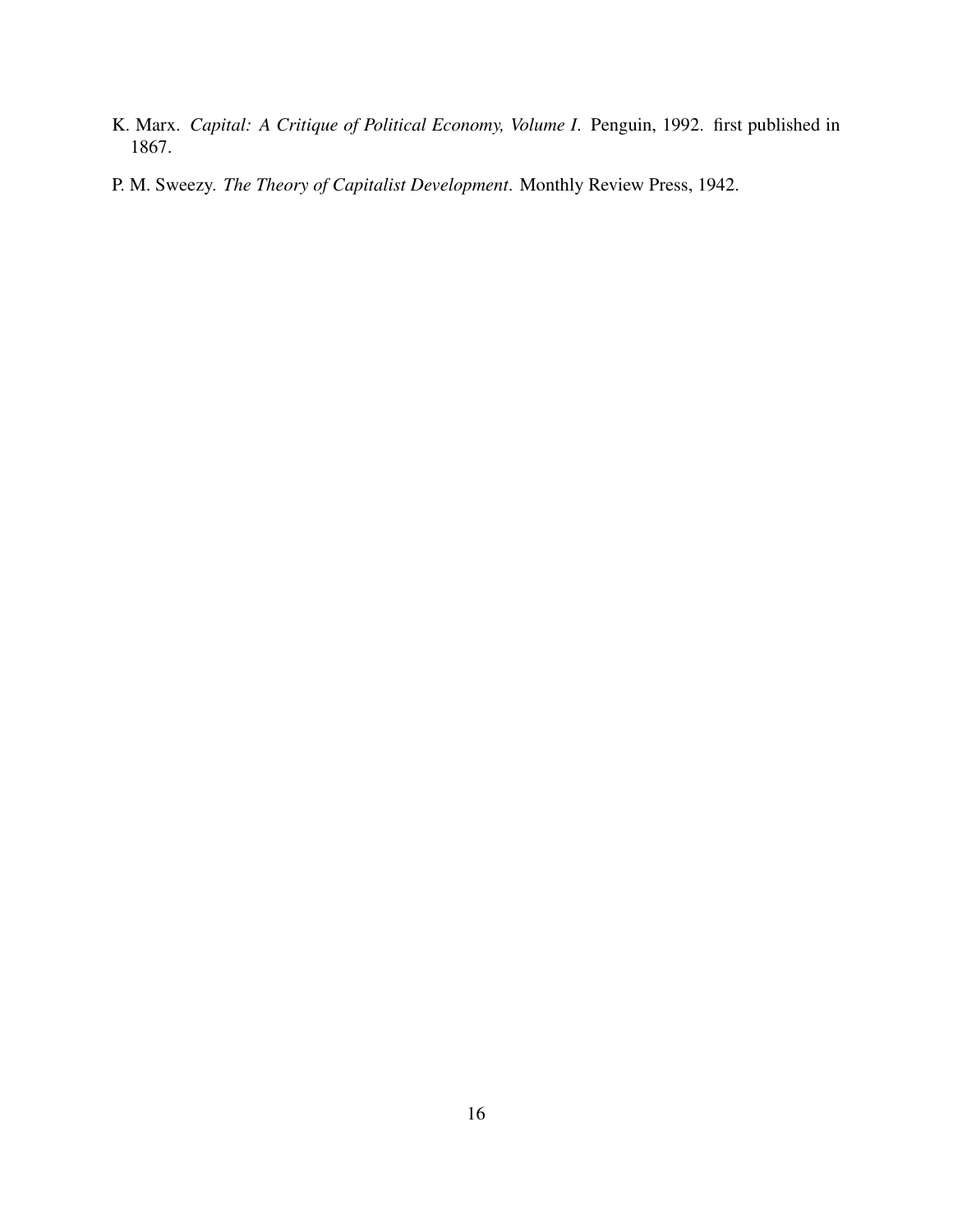K. Marx. *Capital: A Critique of Political Economy, Volume I*. Penguin, 1992. first published in 1867.

P. M. Sweezy. *The Theory of Capitalist Development*. Monthly Review Press, 1942.